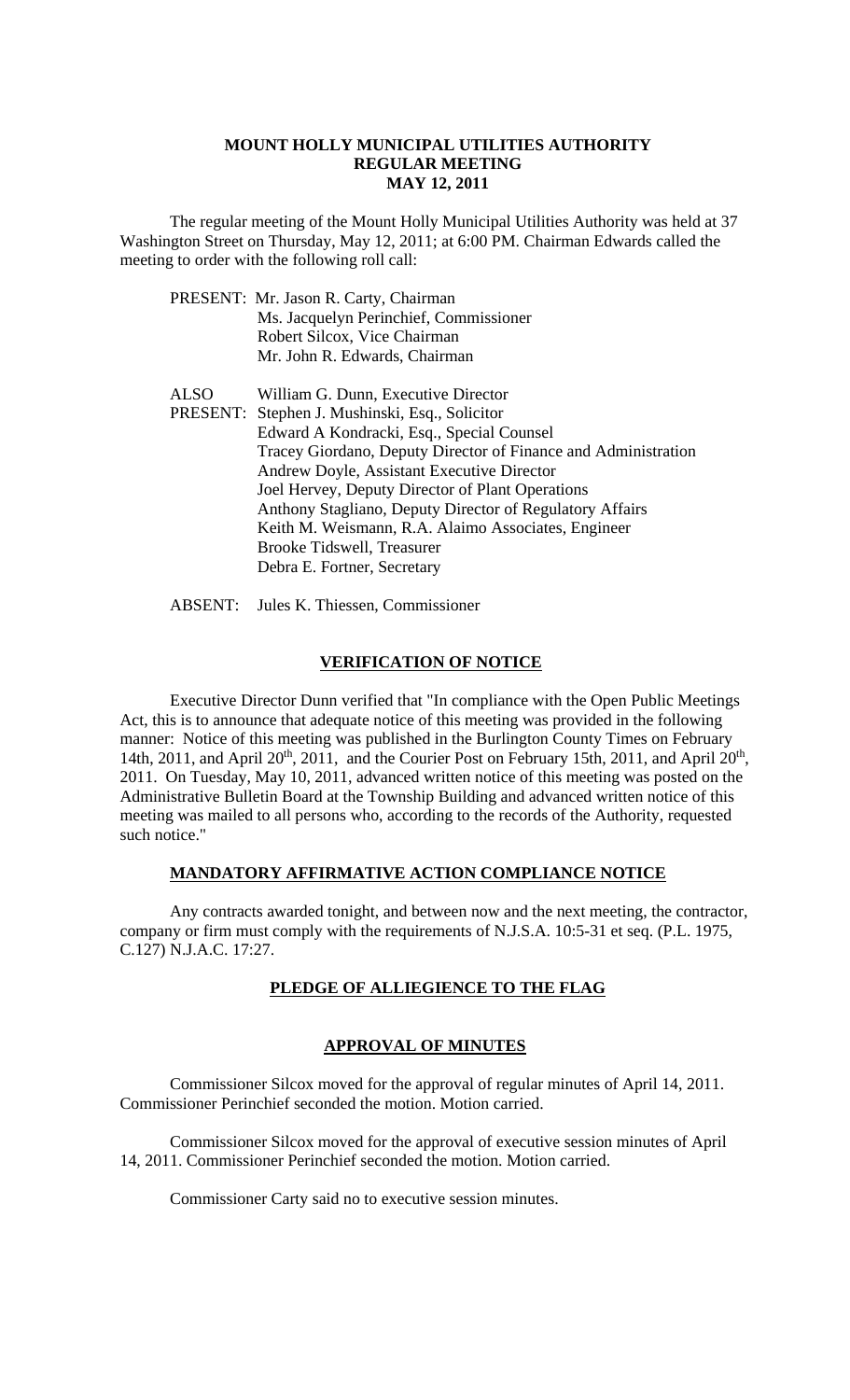# MOUNT HOLLY MUNICIPAL UTILITIES AUTHORITY
## REGULAR MEETING
## MAY 12, 2011

The regular meeting of the Mount Holly Municipal Utilities Authority was held at 37 Washington Street on Thursday, May 12, 2011; at 6:00 PM. Chairman Edwards called the meeting to order with the following roll call:

PRESENT: Mr. Jason R. Carty, Chairman
Ms. Jacquelyn Perinchief, Commissioner
Robert Silcox, Vice Chairman
Mr. John R. Edwards, Chairman

ALSO PRESENT: William G. Dunn, Executive Director
Stephen J. Mushinski, Esq., Solicitor
Edward A Kondracki, Esq., Special Counsel
Tracey Giordano, Deputy Director of Finance and Administration
Andrew Doyle, Assistant Executive Director
Joel Hervey, Deputy Director of Plant Operations
Anthony Stagliano, Deputy Director of Regulatory Affairs
Keith M. Weismann, R.A. Alaimo Associates, Engineer
Brooke Tidswell, Treasurer
Debra E. Fortner, Secretary

ABSENT: Jules K. Thiessen, Commissioner

## VERIFICATION OF NOTICE

Executive Director Dunn verified that "In compliance with the Open Public Meetings Act, this is to announce that adequate notice of this meeting was provided in the following manner: Notice of this meeting was published in the Burlington County Times on February 14th, 2011, and April 20th, 2011, and the Courier Post on February 15th, 2011, and April 20th, 2011. On Tuesday, May 10, 2011, advanced written notice of this meeting was posted on the Administrative Bulletin Board at the Township Building and advanced written notice of this meeting was mailed to all persons who, according to the records of the Authority, requested such notice."

## MANDATORY AFFIRMATIVE ACTION COMPLIANCE NOTICE

Any contracts awarded tonight, and between now and the next meeting, the contractor, company or firm must comply with the requirements of N.J.S.A. 10:5-31 et seq. (P.L. 1975, C.127) N.J.A.C. 17:27.

## PLEDGE OF ALLIEGIENCE TO THE FLAG

## APPROVAL OF MINUTES

Commissioner Silcox moved for the approval of regular minutes of April 14, 2011. Commissioner Perinchief seconded the motion. Motion carried.

Commissioner Silcox moved for the approval of executive session minutes of April 14, 2011. Commissioner Perinchief seconded the motion. Motion carried.

Commissioner Carty said no to executive session minutes.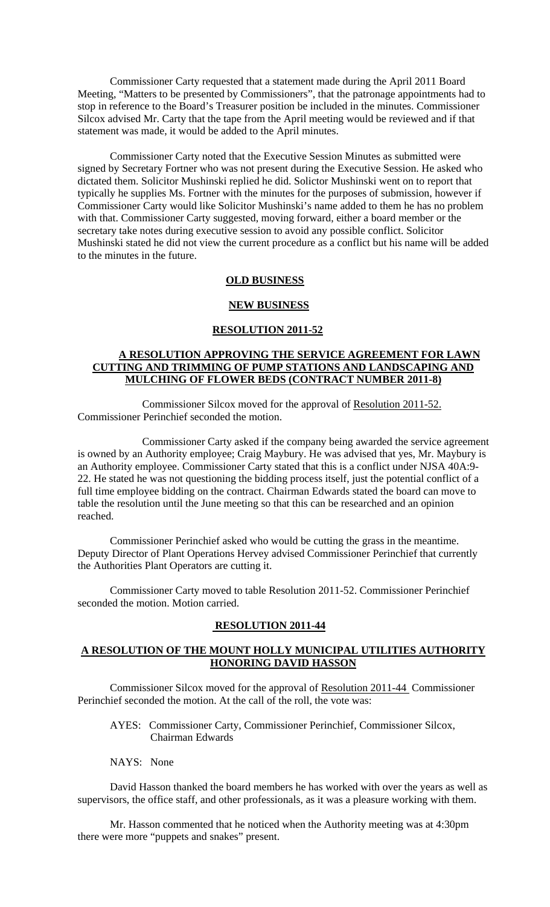Commissioner Carty requested that a statement made during the April 2011 Board Meeting, "Matters to be presented by Commissioners", that the patronage appointments had to stop in reference to the Board's Treasurer position be included in the minutes. Commissioner Silcox advised Mr. Carty that the tape from the April meeting would be reviewed and if that statement was made, it would be added to the April minutes.

Commissioner Carty noted that the Executive Session Minutes as submitted were signed by Secretary Fortner who was not present during the Executive Session. He asked who dictated them. Solicitor Mushinski replied he did. Solictor Mushinski went on to report that typically he supplies Ms. Fortner with the minutes for the purposes of submission, however if Commissioner Carty would like Solicitor Mushinski's name added to them he has no problem with that. Commissioner Carty suggested, moving forward, either a board member or the secretary take notes during executive session to avoid any possible conflict. Solicitor Mushinski stated he did not view the current procedure as a conflict but his name will be added to the minutes in the future.

**OLD BUSINESS**

**NEW BUSINESS**

**RESOLUTION 2011-52**

**A RESOLUTION APPROVING THE SERVICE AGREEMENT FOR LAWN CUTTING AND TRIMMING OF PUMP STATIONS AND LANDSCAPING AND MULCHING OF FLOWER BEDS (CONTRACT NUMBER 2011-8)**

Commissioner Silcox moved for the approval of Resolution 2011-52. Commissioner Perinchief seconded the motion.

Commissioner Carty asked if the company being awarded the service agreement is owned by an Authority employee; Craig Maybury. He was advised that yes, Mr. Maybury is an Authority employee. Commissioner Carty stated that this is a conflict under NJSA 40A:9-22. He stated he was not questioning the bidding process itself, just the potential conflict of a full time employee bidding on the contract. Chairman Edwards stated the board can move to table the resolution until the June meeting so that this can be researched and an opinion reached.

Commissioner Perinchief asked who would be cutting the grass in the meantime. Deputy Director of Plant Operations Hervey advised Commissioner Perinchief that currently the Authorities Plant Operators are cutting it.

Commissioner Carty moved to table Resolution 2011-52. Commissioner Perinchief seconded the motion. Motion carried.

**RESOLUTION 2011-44**

**A RESOLUTION OF THE MOUNT HOLLY MUNICIPAL UTILITIES AUTHORITY HONORING DAVID HASSON**

Commissioner Silcox moved for the approval of Resolution 2011-44 Commissioner Perinchief seconded the motion. At the call of the roll, the vote was:

AYES: Commissioner Carty, Commissioner Perinchief, Commissioner Silcox, Chairman Edwards

NAYS: None

David Hasson thanked the board members he has worked with over the years as well as supervisors, the office staff, and other professionals, as it was a pleasure working with them.

Mr. Hasson commented that he noticed when the Authority meeting was at 4:30pm there were more "puppets and snakes" present.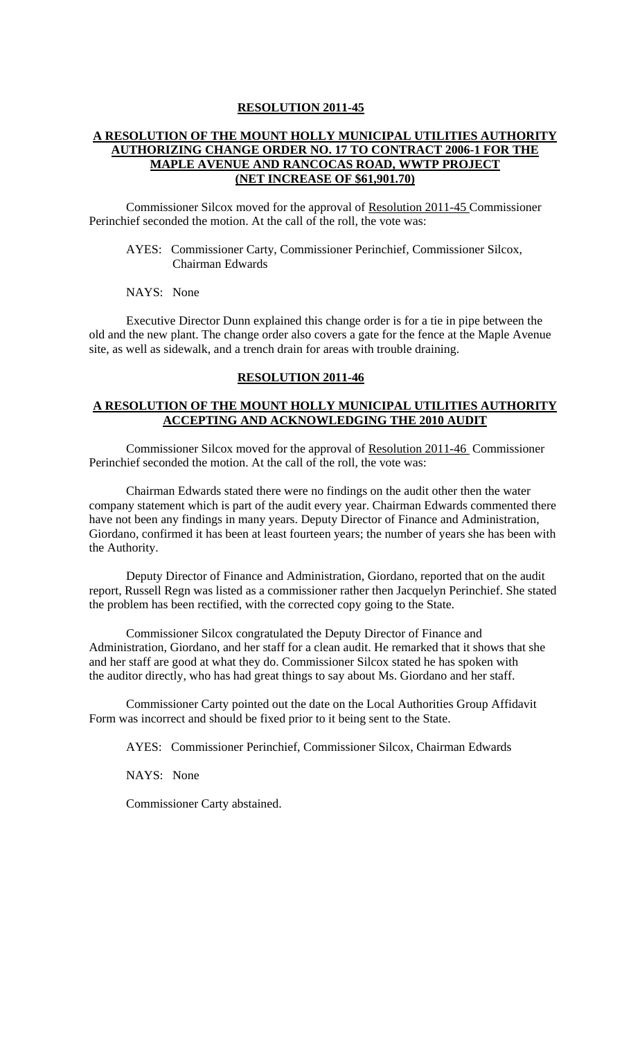**RESOLUTION 2011-45**

**A RESOLUTION OF THE MOUNT HOLLY MUNICIPAL UTILITIES AUTHORITY AUTHORIZING CHANGE ORDER NO. 17 TO CONTRACT 2006-1 FOR THE MAPLE AVENUE AND RANCOCAS ROAD, WWTP PROJECT (NET INCREASE OF $61,901.70)**

Commissioner Silcox moved for the approval of Resolution 2011-45 Commissioner Perinchief seconded the motion. At the call of the roll, the vote was:

AYES: Commissioner Carty, Commissioner Perinchief, Commissioner Silcox, Chairman Edwards

NAYS: None

Executive Director Dunn explained this change order is for a tie in pipe between the old and the new plant. The change order also covers a gate for the fence at the Maple Avenue site, as well as sidewalk, and a trench drain for areas with trouble draining.

**RESOLUTION 2011-46**

**A RESOLUTION OF THE MOUNT HOLLY MUNICIPAL UTILITIES AUTHORITY ACCEPTING AND ACKNOWLEDGING THE 2010 AUDIT**

Commissioner Silcox moved for the approval of Resolution 2011-46 Commissioner Perinchief seconded the motion. At the call of the roll, the vote was:

Chairman Edwards stated there were no findings on the audit other then the water company statement which is part of the audit every year. Chairman Edwards commented there have not been any findings in many years. Deputy Director of Finance and Administration, Giordano, confirmed it has been at least fourteen years; the number of years she has been with the Authority.

Deputy Director of Finance and Administration, Giordano, reported that on the audit report, Russell Regn was listed as a commissioner rather then Jacquelyn Perinchief. She stated the problem has been rectified, with the corrected copy going to the State.

Commissioner Silcox congratulated the Deputy Director of Finance and Administration, Giordano, and her staff for a clean audit. He remarked that it shows that she and her staff are good at what they do. Commissioner Silcox stated he has spoken with the auditor directly, who has had great things to say about Ms. Giordano and her staff.

Commissioner Carty pointed out the date on the Local Authorities Group Affidavit Form was incorrect and should be fixed prior to it being sent to the State.

AYES: Commissioner Perinchief, Commissioner Silcox, Chairman Edwards

NAYS: None

Commissioner Carty abstained.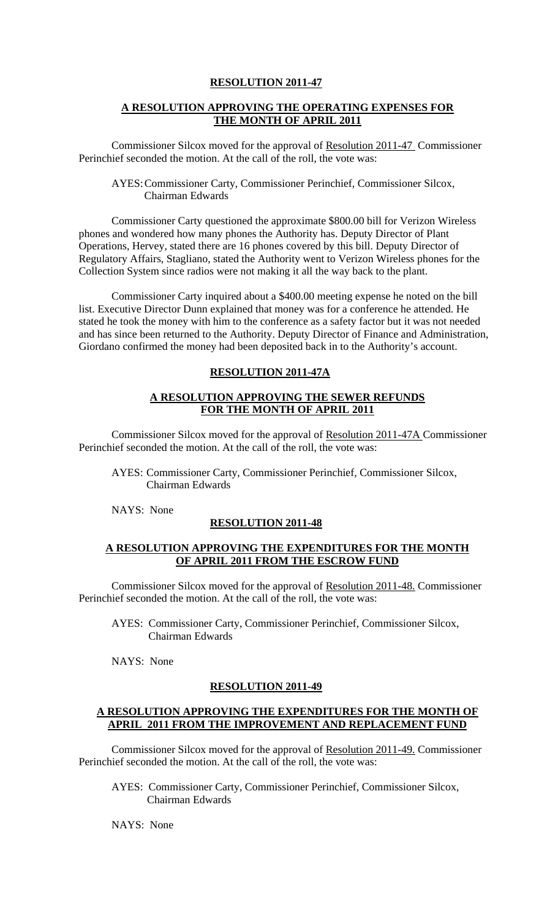**RESOLUTION 2011-47**

**A RESOLUTION APPROVING THE OPERATING EXPENSES FOR THE MONTH OF APRIL 2011**

Commissioner Silcox moved for the approval of Resolution 2011-47 Commissioner Perinchief seconded the motion. At the call of the roll, the vote was:

AYES: Commissioner Carty, Commissioner Perinchief, Commissioner Silcox, Chairman Edwards

Commissioner Carty questioned the approximate $800.00 bill for Verizon Wireless phones and wondered how many phones the Authority has. Deputy Director of Plant Operations, Hervey, stated there are 16 phones covered by this bill. Deputy Director of Regulatory Affairs, Stagliano, stated the Authority went to Verizon Wireless phones for the Collection System since radios were not making it all the way back to the plant.

Commissioner Carty inquired about a $400.00 meeting expense he noted on the bill list. Executive Director Dunn explained that money was for a conference he attended. He stated he took the money with him to the conference as a safety factor but it was not needed and has since been returned to the Authority. Deputy Director of Finance and Administration, Giordano confirmed the money had been deposited back in to the Authority's account.

**RESOLUTION 2011-47A**

**A RESOLUTION APPROVING THE SEWER REFUNDS FOR THE MONTH OF APRIL 2011**

Commissioner Silcox moved for the approval of Resolution 2011-47A Commissioner Perinchief seconded the motion. At the call of the roll, the vote was:

AYES: Commissioner Carty, Commissioner Perinchief, Commissioner Silcox, Chairman Edwards

NAYS: None

**RESOLUTION 2011-48**

**A RESOLUTION APPROVING THE EXPENDITURES FOR THE MONTH OF APRIL 2011 FROM THE ESCROW FUND**

Commissioner Silcox moved for the approval of Resolution 2011-48. Commissioner Perinchief seconded the motion. At the call of the roll, the vote was:

AYES: Commissioner Carty, Commissioner Perinchief, Commissioner Silcox, Chairman Edwards

NAYS: None

**RESOLUTION 2011-49**

**A RESOLUTION APPROVING THE EXPENDITURES FOR THE MONTH OF APRIL 2011 FROM THE IMPROVEMENT AND REPLACEMENT FUND**

Commissioner Silcox moved for the approval of Resolution 2011-49. Commissioner Perinchief seconded the motion. At the call of the roll, the vote was:

AYES: Commissioner Carty, Commissioner Perinchief, Commissioner Silcox, Chairman Edwards

NAYS: None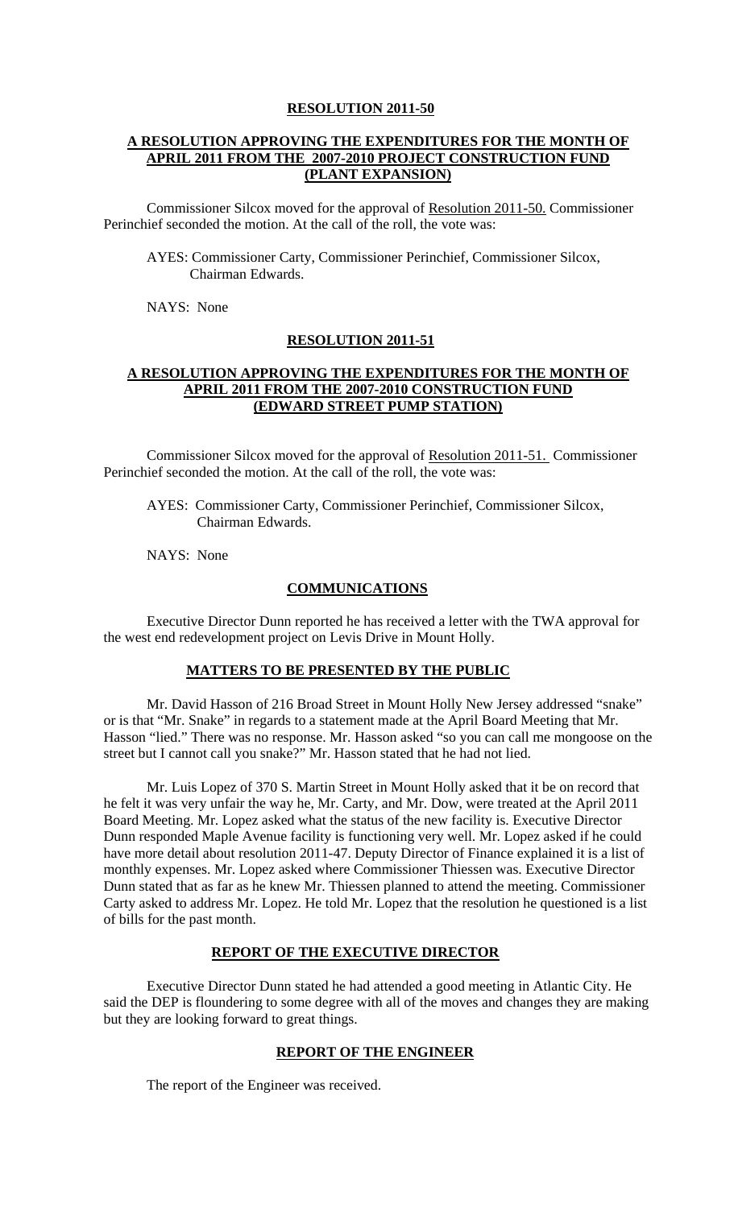**RESOLUTION 2011-50**

**A RESOLUTION APPROVING THE EXPENDITURES FOR THE MONTH OF APRIL 2011 FROM THE 2007-2010 PROJECT CONSTRUCTION FUND (PLANT EXPANSION)**

Commissioner Silcox moved for the approval of Resolution 2011-50. Commissioner Perinchief seconded the motion. At the call of the roll, the vote was:

AYES: Commissioner Carty, Commissioner Perinchief, Commissioner Silcox, Chairman Edwards.

NAYS: None

**RESOLUTION 2011-51**

**A RESOLUTION APPROVING THE EXPENDITURES FOR THE MONTH OF APRIL 2011 FROM THE 2007-2010 CONSTRUCTION FUND (EDWARD STREET PUMP STATION)**

Commissioner Silcox moved for the approval of Resolution 2011-51. Commissioner Perinchief seconded the motion. At the call of the roll, the vote was:

AYES: Commissioner Carty, Commissioner Perinchief, Commissioner Silcox, Chairman Edwards.

NAYS: None

**COMMUNICATIONS**

Executive Director Dunn reported he has received a letter with the TWA approval for the west end redevelopment project on Levis Drive in Mount Holly.

**MATTERS TO BE PRESENTED BY THE PUBLIC**

Mr. David Hasson of 216 Broad Street in Mount Holly New Jersey addressed "snake" or is that "Mr. Snake" in regards to a statement made at the April Board Meeting that Mr. Hasson "lied." There was no response. Mr. Hasson asked "so you can call me mongoose on the street but I cannot call you snake?" Mr. Hasson stated that he had not lied.

Mr. Luis Lopez of 370 S. Martin Street in Mount Holly asked that it be on record that he felt it was very unfair the way he, Mr. Carty, and Mr. Dow, were treated at the April 2011 Board Meeting. Mr. Lopez asked what the status of the new facility is. Executive Director Dunn responded Maple Avenue facility is functioning very well. Mr. Lopez asked if he could have more detail about resolution 2011-47. Deputy Director of Finance explained it is a list of monthly expenses. Mr. Lopez asked where Commissioner Thiessen was. Executive Director Dunn stated that as far as he knew Mr. Thiessen planned to attend the meeting. Commissioner Carty asked to address Mr. Lopez. He told Mr. Lopez that the resolution he questioned is a list of bills for the past month.

**REPORT OF THE EXECUTIVE DIRECTOR**

Executive Director Dunn stated he had attended a good meeting in Atlantic City. He said the DEP is floundering to some degree with all of the moves and changes they are making but they are looking forward to great things.

**REPORT OF THE ENGINEER**

The report of the Engineer was received.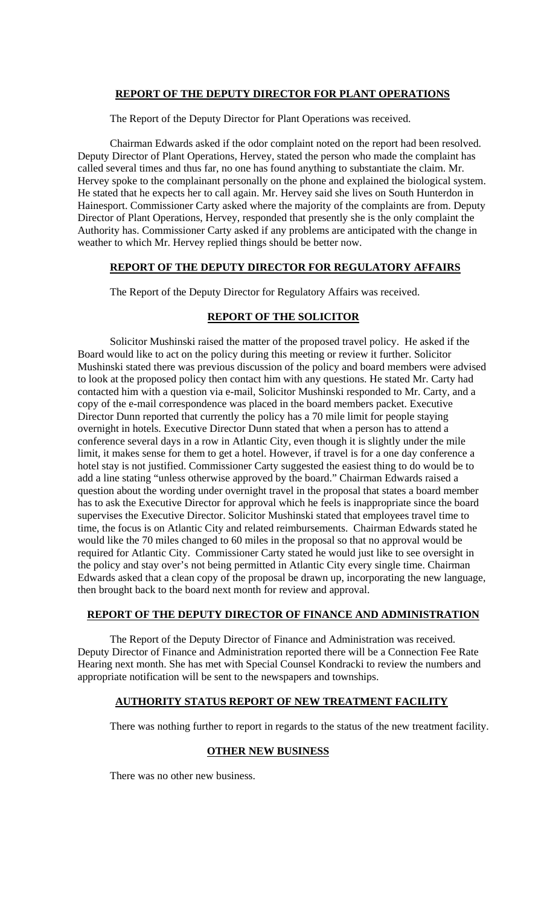## **REPORT OF THE DEPUTY DIRECTOR FOR PLANT OPERATIONS**

The Report of the Deputy Director for Plant Operations was received.

Chairman Edwards asked if the odor complaint noted on the report had been resolved. Deputy Director of Plant Operations, Hervey, stated the person who made the complaint has called several times and thus far, no one has found anything to substantiate the claim. Mr. Hervey spoke to the complainant personally on the phone and explained the biological system. He stated that he expects her to call again. Mr. Hervey said she lives on South Hunterdon in Hainesport. Commissioner Carty asked where the majority of the complaints are from. Deputy Director of Plant Operations, Hervey, responded that presently she is the only complaint the Authority has. Commissioner Carty asked if any problems are anticipated with the change in weather to which Mr. Hervey replied things should be better now.

## **REPORT OF THE DEPUTY DIRECTOR FOR REGULATORY AFFAIRS**

The Report of the Deputy Director for Regulatory Affairs was received.

## **REPORT OF THE SOLICITOR**

Solicitor Mushinski raised the matter of the proposed travel policy. He asked if the Board would like to act on the policy during this meeting or review it further. Solicitor Mushinski stated there was previous discussion of the policy and board members were advised to look at the proposed policy then contact him with any questions. He stated Mr. Carty had contacted him with a question via e-mail, Solicitor Mushinski responded to Mr. Carty, and a copy of the e-mail correspondence was placed in the board members packet. Executive Director Dunn reported that currently the policy has a 70 mile limit for people staying overnight in hotels. Executive Director Dunn stated that when a person has to attend a conference several days in a row in Atlantic City, even though it is slightly under the mile limit, it makes sense for them to get a hotel. However, if travel is for a one day conference a hotel stay is not justified. Commissioner Carty suggested the easiest thing to do would be to add a line stating "unless otherwise approved by the board." Chairman Edwards raised a question about the wording under overnight travel in the proposal that states a board member has to ask the Executive Director for approval which he feels is inappropriate since the board supervises the Executive Director. Solicitor Mushinski stated that employees travel time to time, the focus is on Atlantic City and related reimbursements. Chairman Edwards stated he would like the 70 miles changed to 60 miles in the proposal so that no approval would be required for Atlantic City. Commissioner Carty stated he would just like to see oversight in the policy and stay over's not being permitted in Atlantic City every single time. Chairman Edwards asked that a clean copy of the proposal be drawn up, incorporating the new language, then brought back to the board next month for review and approval.

## **REPORT OF THE DEPUTY DIRECTOR OF FINANCE AND ADMINISTRATION**

The Report of the Deputy Director of Finance and Administration was received. Deputy Director of Finance and Administration reported there will be a Connection Fee Rate Hearing next month. She has met with Special Counsel Kondracki to review the numbers and appropriate notification will be sent to the newspapers and townships.

## **AUTHORITY STATUS REPORT OF NEW TREATMENT FACILITY**

There was nothing further to report in regards to the status of the new treatment facility.

## **OTHER NEW BUSINESS**

There was no other new business.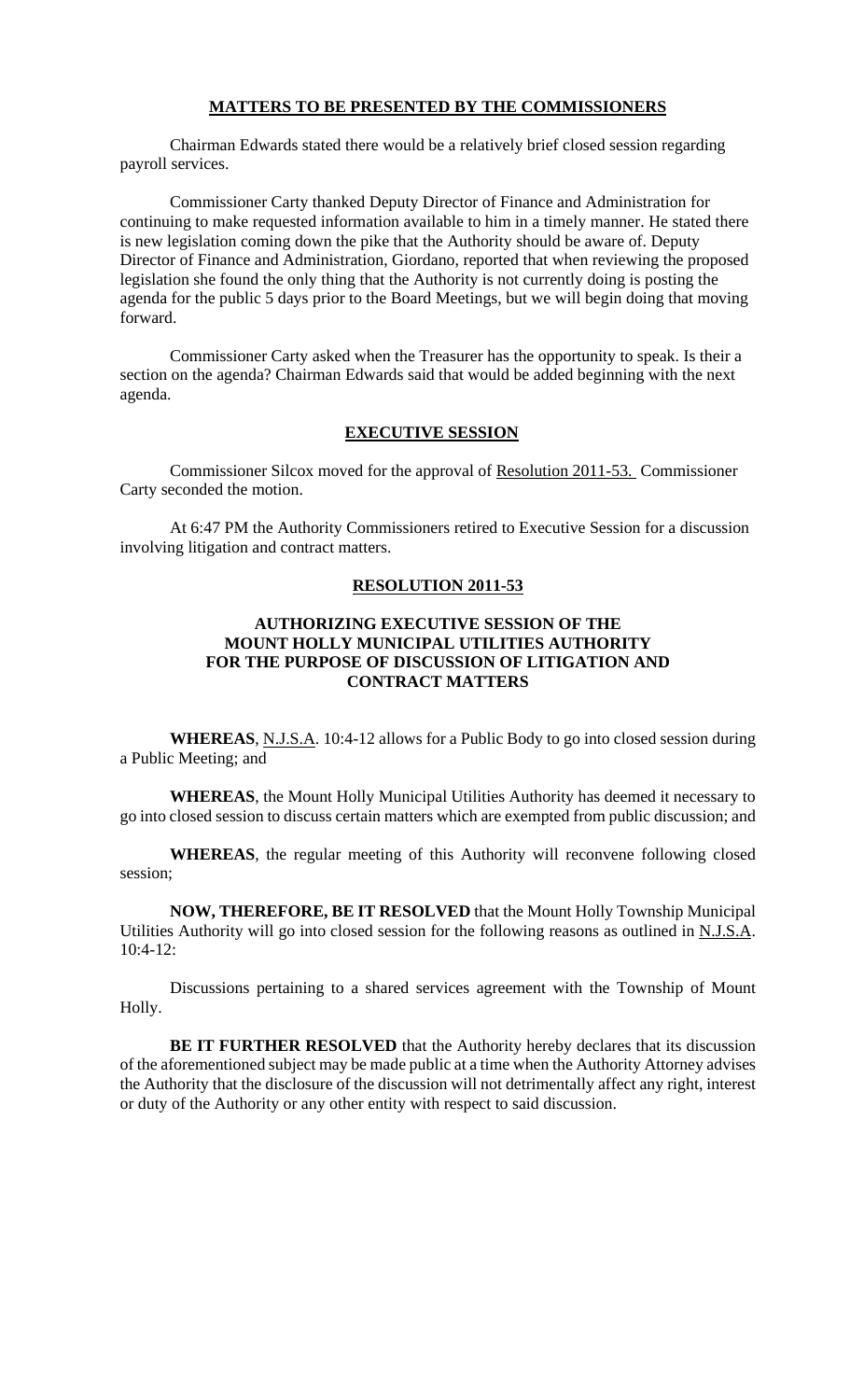## MATTERS TO BE PRESENTED BY THE COMMISSIONERS

Chairman Edwards stated there would be a relatively brief closed session regarding payroll services.

Commissioner Carty thanked Deputy Director of Finance and Administration for continuing to make requested information available to him in a timely manner. He stated there is new legislation coming down the pike that the Authority should be aware of. Deputy Director of Finance and Administration, Giordano, reported that when reviewing the proposed legislation she found the only thing that the Authority is not currently doing is posting the agenda for the public 5 days prior to the Board Meetings, but we will begin doing that moving forward.

Commissioner Carty asked when the Treasurer has the opportunity to speak. Is their a section on the agenda? Chairman Edwards said that would be added beginning with the next agenda.

## EXECUTIVE SESSION

Commissioner Silcox moved for the approval of Resolution 2011-53. Commissioner Carty seconded the motion.

At 6:47 PM the Authority Commissioners retired to Executive Session for a discussion involving litigation and contract matters.

## RESOLUTION 2011-53

### AUTHORIZING EXECUTIVE SESSION OF THE MOUNT HOLLY MUNICIPAL UTILITIES AUTHORITY FOR THE PURPOSE OF DISCUSSION OF LITIGATION AND CONTRACT MATTERS

**WHEREAS**, N.J.S.A. 10:4-12 allows for a Public Body to go into closed session during a Public Meeting; and

**WHEREAS**, the Mount Holly Municipal Utilities Authority has deemed it necessary to go into closed session to discuss certain matters which are exempted from public discussion; and

**WHEREAS**, the regular meeting of this Authority will reconvene following closed session;

**NOW, THEREFORE, BE IT RESOLVED** that the Mount Holly Township Municipal Utilities Authority will go into closed session for the following reasons as outlined in N.J.S.A. 10:4-12:

Discussions pertaining to a shared services agreement with the Township of Mount Holly.

**BE IT FURTHER RESOLVED** that the Authority hereby declares that its discussion of the aforementioned subject may be made public at a time when the Authority Attorney advises the Authority that the disclosure of the discussion will not detrimentally affect any right, interest or duty of the Authority or any other entity with respect to said discussion.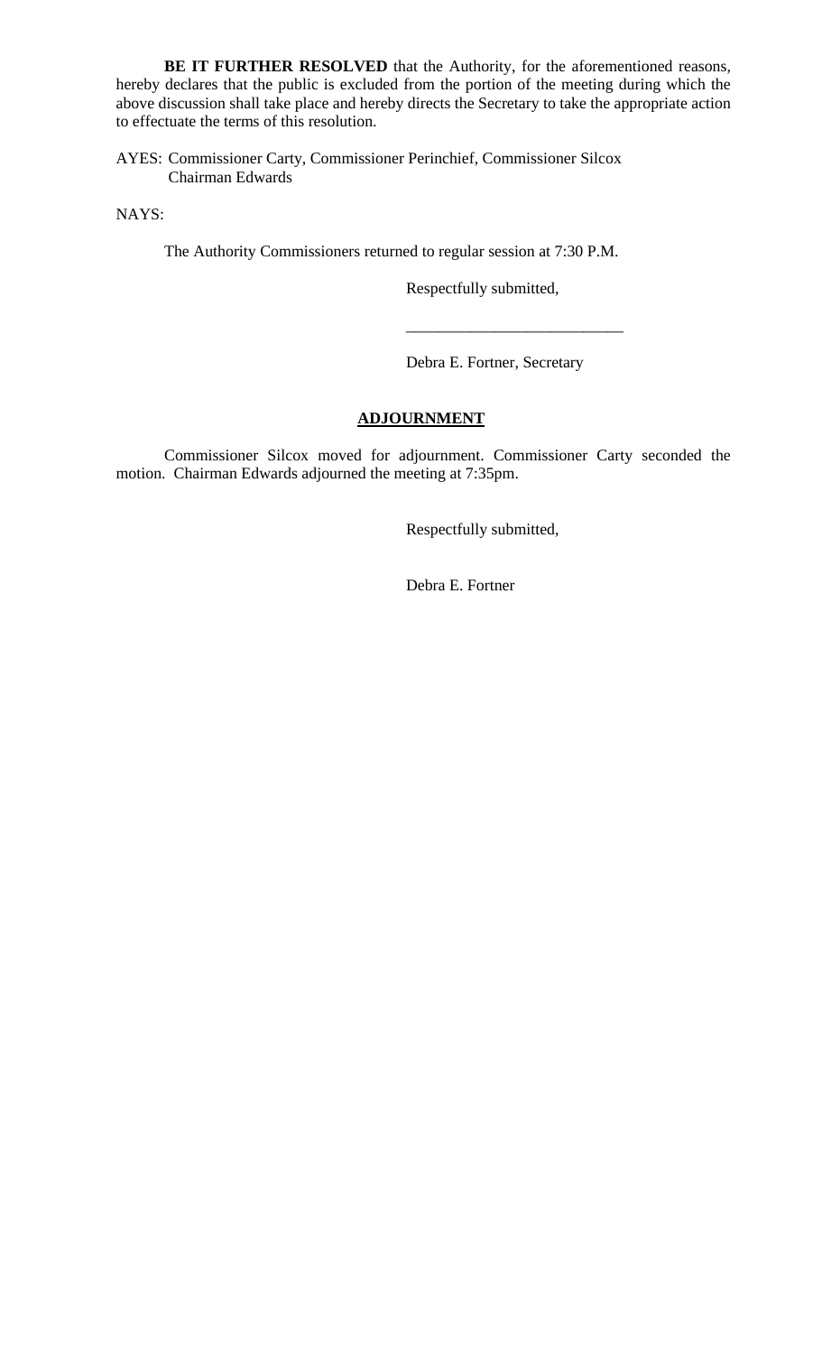**BE IT FURTHER RESOLVED** that the Authority, for the aforementioned reasons, hereby declares that the public is excluded from the portion of the meeting during which the above discussion shall take place and hereby directs the Secretary to take the appropriate action to effectuate the terms of this resolution.

AYES: Commissioner Carty, Commissioner Perinchief, Commissioner Silcox
Chairman Edwards

NAYS:

The Authority Commissioners returned to regular session at 7:30 P.M.

Respectfully submitted,

___________________________

Debra E. Fortner, Secretary

## ADJOURNMENT

Commissioner Silcox moved for adjournment. Commissioner Carty seconded the motion. Chairman Edwards adjourned the meeting at 7:35pm.

Respectfully submitted,

Debra E. Fortner